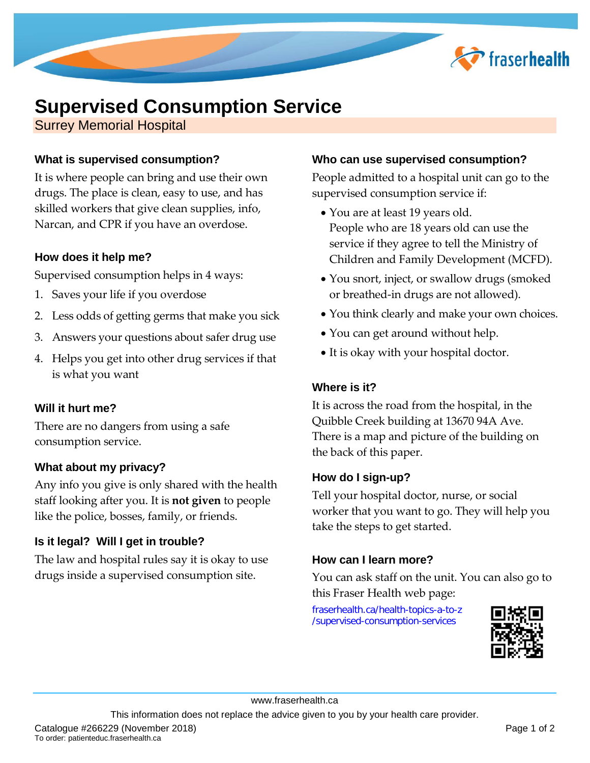# Supervised Consumption Service

Surrey Memorial Hospital

### What is supervised consumption?

It is where people can bring and use their own drugs. The place is clean, easy to use, and has skilled workers that give clean supplies, info, Narcan, and CPR if you have an overdose.

### How does it help me?

Supervised consumption helps in 4 ways:

1. Saves your life if you overdose
2. Less odds of getting germs that make you sick
3. Answers your questions about safer drug use
4. Helps you get into other drug services if that is what you want

### Will it hurt me?

There are no dangers from using a safe consumption service.

### What about my privacy?

Any info you give is only shared with the health staff looking after you. It is **not given** to people like the police, bosses, family, or friends.

### Is it legal? Will I get in trouble?

The law and hospital rules say it is okay to use drugs inside a supervised consumption site.

### Who can use supervised consumption?

People admitted to a hospital unit can go to the supervised consumption service if:

- You are at least 19 years old.
  People who are 18 years old can use the service if they agree to tell the Ministry of Children and Family Development (MCFD).
- You snort, inject, or swallow drugs (smoked or breathed-in drugs are not allowed).
- You think clearly and make your own choices.
- You can get around without help.
- It is okay with your hospital doctor.

### Where is it?

It is across the road from the hospital, in the Quibble Creek building at 13670 94A Ave. There is a map and picture of the building on the back of this paper.

### How do I sign-up?

Tell your hospital doctor, nurse, or social worker that you want to go. They will help you take the steps to get started.

### How can I learn more?

You can ask staff on the unit. You can also go to this Fraser Health web page:

fraserhealth.ca/health-topics-a-to-z/supervised-consumption-services

www.fraserhealth.ca

This information does not replace the advice given to you by your health care provider.

Catalogue #266229 (November 2018)
To order: patienteduc.fraserhealth.ca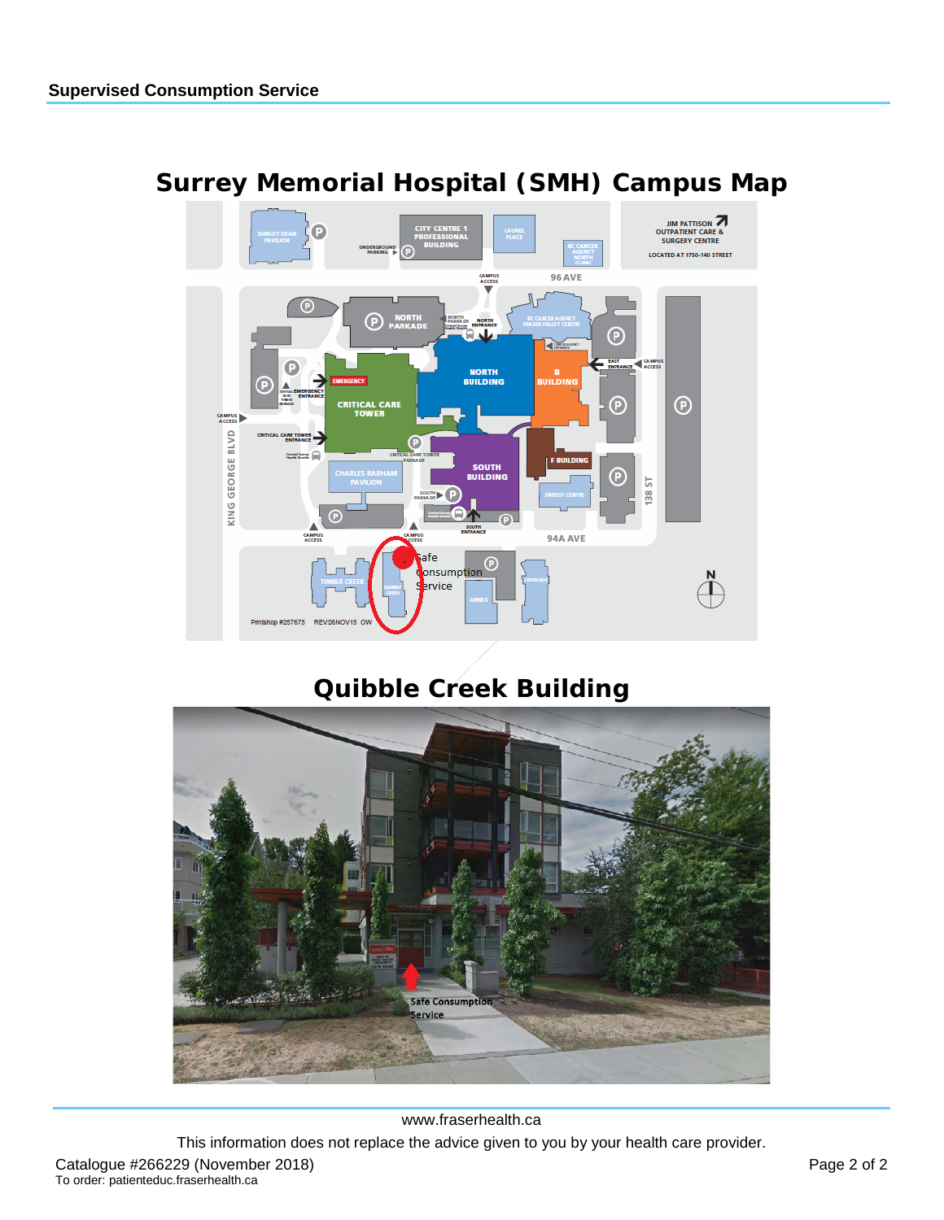## Surrey Memorial Hospital (SMH) Campus Map

SHIRLEY DEAN PAVILION
CITY CENTRE 1 PROFESSIONAL BUILDING
UNDERGROUND PARKING
LAUREL PLACE
BC CANCER AGENCY NORTH CLINIC
JIM PATTISON OUTPATIENT CARE & SURGERY CENTRE
LOCATED AT 9750-140 STREET
CAMPUS ACCESS
96 AVE
NORTH PARKADE
NORTH PARKADE
NORTH ENTRANCE
BC CANCER AGENCY FRASER VALLEY CENTRE
EAST ENTRANCE
CAMPUS ACCESS
EMERGENCY
NORTH BUILDING
B BUILDING
CRITICAL CARE TOWER
EMERGENCY ENTRANCE
CAMPUS ACCESS
CRITICAL CARE TOWER ENTRANCE
CRITICAL CARE TOWER PARKADE
KING GEORGE BLVD
F BUILDING
SOUTH BUILDING
CHARLES BARHAM PAVILION
SOUTH PARKADE
ENERGY CENTRE
138 ST
SOUTH ENTRANCE
CAMPUS ACCESS
CAMPUS ACCESS
94A AVE
Safe Consumption Service
TIMBER CREEK
QUIBBLE CREEK
ANNEX
CREEKSIDE
N
Printshop #257675 REV.06NOV15 OW

## Quibble Creek Building

Safe Consumption Service

www.fraserhealth.ca

This information does not replace the advice given to you by your health care provider.

Catalogue #266229 (November 2018)
To order: patienteduc.fraserhealth.ca